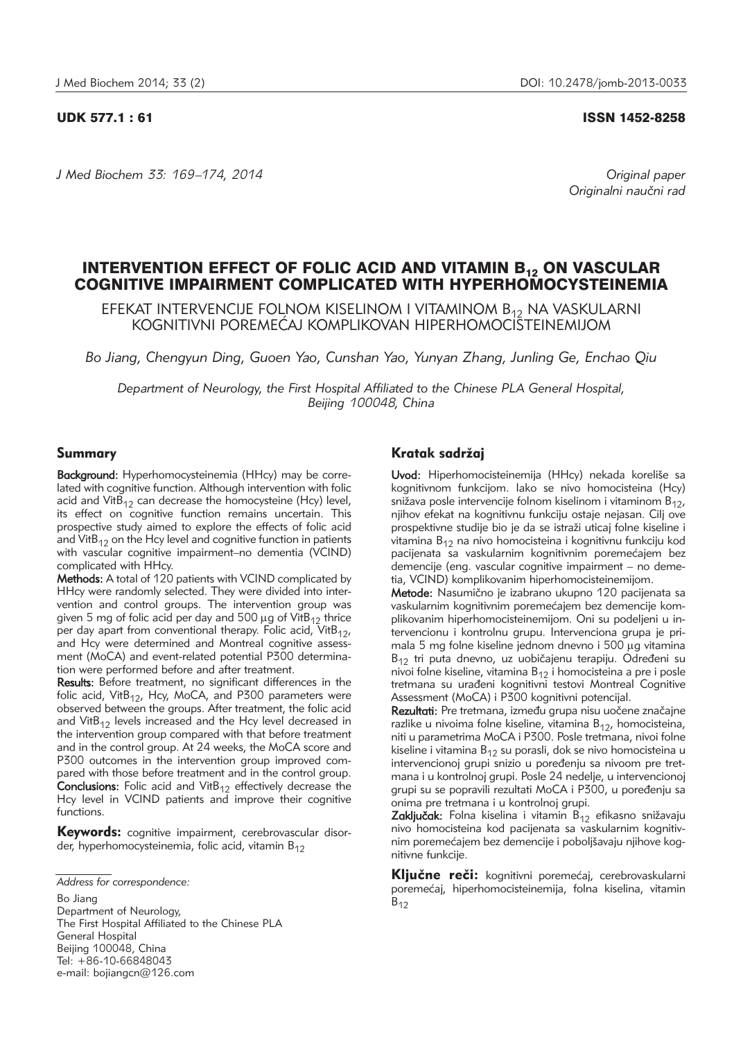UDK 577.1 : 61

ISSN 1452-8258

*J Med Biochem 33: 169–174, 2014*

*Original paper*
*Originalni naučni rad*

# INTERVENTION EFFECT OF FOLIC ACID AND VITAMIN $B_{12}$ ON VASCULAR COGNITIVE IMPAIRMENT COMPLICATED WITH HYPERHOMOCYSTEINEMIA

EFEKAT INTERVENCIJE FOLNOM KISELINOM I VITAMINOM $B_{12}$ NA VASKULARNI KOGNITIVNI POREMEĆAJ KOMPLIKOVAN HIPERHOMOCISTEINEMIJOM

*Bo Jiang, Chengyun Ding, Guoen Yao, Cunshan Yao, Yunyan Zhang, Junling Ge, Enchao Qiu*

*Department of Neurology, the First Hospital Affiliated to the Chinese PLA General Hospital, Beijing 100048, China*

## Summary

**Background:** Hyperhomocysteinemia (HHcy) may be correlated with cognitive function. Although intervention with folic acid and $VitB_{12}$ can decrease the homocysteine (Hcy) level, its effect on cognitive function remains uncertain. This prospective study aimed to explore the effects of folic acid and $VitB_{12}$ on the Hcy level and cognitive function in patients with vascular cognitive impairment–no dementia (VCIND) complicated with HHcy.

**Methods:** A total of 120 patients with VCIND complicated by HHcy were randomly selected. They were divided into intervention and control groups. The intervention group was given 5 mg of folic acid per day and 500 μg of $VitB_{12}$ thrice per day apart from conventional therapy. Folic acid, $VitB_{12}$, and Hcy were determined and Montreal cognitive assessment (MoCA) and event-related potential P300 determination were performed before and after treatment.

**Results:** Before treatment, no significant differences in the folic acid, $VitB_{12}$, Hcy, MoCA, and P300 parameters were observed between the groups. After treatment, the folic acid and $VitB_{12}$ levels increased and the Hcy level decreased in the intervention group compared with that before treatment and in the control group. At 24 weeks, the MoCA score and P300 outcomes in the intervention group improved compared with those before treatment and in the control group.

**Conclusions:** Folic acid and $VitB_{12}$ effectively decrease the Hcy level in VCIND patients and improve their cognitive functions.

**Keywords:** cognitive impairment, cerebrovascular disorder, hyperhomocysteinemia, folic acid, vitamin $B_{12}$

## Kratak sadržaj

**Uvod:** Hiperhomocisteinemija (HHcy) nekada koreliše sa kognitivnom funkcijom. Iako se nivo homocisteina (Hcy) snižava posle intervencije folnom kiselinom i vitaminom $B_{12}$, njihov efekat na kognitivnu funkciju ostaje nejasan. Cilj ove prospektivne studije bio je da se istraži uticaj folne kiseline i vitamina $B_{12}$ na nivo homocisteina i kognitivnu funkciju kod pacijenata sa vaskularnim kognitivnim poremećajem bez demencije (eng. vascular cognitive impairment – no dementia, VCIND) komplikovanim hiperhomocisteinemijom.

**Metode:** Nasumično je izabrano ukupno 120 pacijenata sa vaskularnim kognitivnim poremećajem bez demencije komplikovanim hiperhomocisteinemijom. Oni su podeljeni u intervencionu i kontrolnu grupu. Intervenciona grupa je primala 5 mg folne kiseline jednom dnevno i 500 μg vitamina $B_{12}$ tri puta dnevno, uz uobičajenu terapiju. Određeni su nivoi folne kiseline, vitamina $B_{12}$ i homocisteina a pre i posle tretmana su urađeni kognitivni testovi Montreal Cognitive Assessment (MoCA) i P300 kognitivni potencijal.

**Rezultati:** Pre tretmana, između grupa nisu uočene značajne razlike u nivoima folne kiseline, vitamina $B_{12}$, homocisteina, niti u parametrima MoCA i P300. Posle tretmana, nivoi folne kiseline i vitamina $B_{12}$ su porasli, dok se nivo homocisteina u intervencionoj grupi snizio u poređenju sa nivoom pre tretmana i u kontrolnoj grupi. Posle 24 nedelje, u intervencionoj grupi su se popravili rezultati MoCA i P300, u poređenju sa onima pre tretmana i u kontrolnoj grupi.

**Zaključak:** Folna kiselina i vitamin $B_{12}$ efikasno snižavaju nivo homocisteina kod pacijenata sa vaskularnim kognitivnim poremećajem bez demencije i poboljšavaju njihove kognitivne funkcije.

**Ključne reči:** kognitivni poremećaj, cerebrovaskularni poremećaj, hiperhomocisteinemija, folna kiselina, vitamin $B_{12}$

*Address for correspondence:*

Bo Jiang
Department of Neurology,
The First Hospital Affiliated to the Chinese PLA General Hospital
Beijing 100048, China
Tel: +86-10-66848043
e-mail: bojiangcn@126.com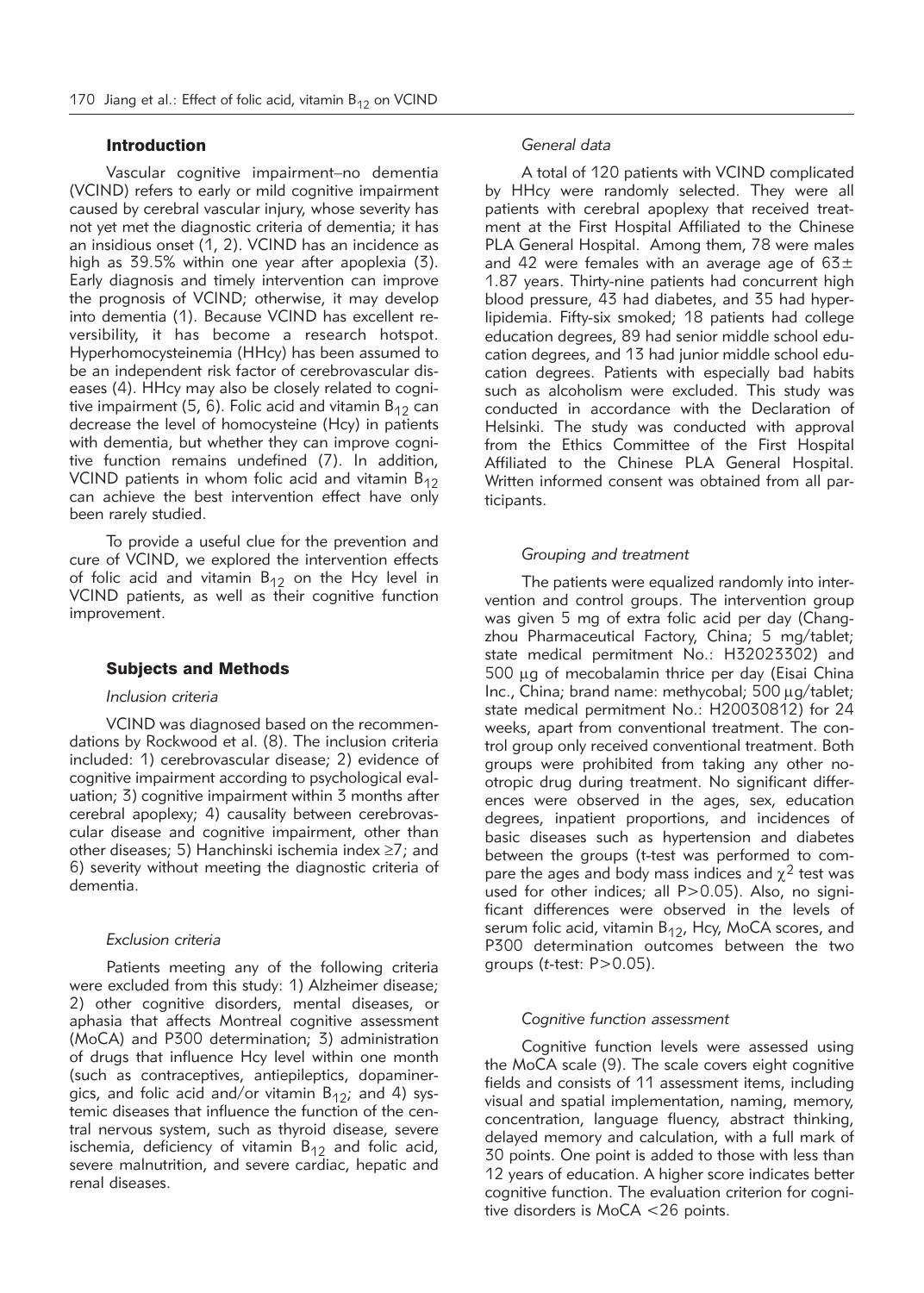## Introduction

Vascular cognitive impairment–no dementia (VCIND) refers to early or mild cognitive impairment caused by cerebral vascular injury, whose severity has not yet met the diagnostic criteria of dementia; it has an insidious onset (1, 2). VCIND has an incidence as high as 39.5% within one year after apoplexy (3). Early diagnosis and timely intervention can improve the prognosis of VCIND; otherwise, it may develop into dementia (1). Because VCIND has excellent reversibility, it has become a research hotspot. Hyperhomocysteinemia (HHcy) has been assumed to be an independent risk factor of cerebrovascular diseases (4). HHcy may also be closely related to cognitive impairment (5, 6). Folic acid and vitamin $B_{12}$ can decrease the level of homocysteine (Hcy) in patients with dementia, but whether they can improve cognitive function remains undefined (7). In addition, VCIND patients in whom folic acid and vitamin $B_{12}$ can achieve the best intervention effect have only been rarely studied.

To provide a useful clue for the prevention and cure of VCIND, we explored the intervention effects of folic acid and vitamin $B_{12}$ on the Hcy level in VCIND patients, as well as their cognitive function improvement.

## Subjects and Methods

### *Inclusion criteria*

VCIND was diagnosed based on the recommendations by Rockwood et al. (8). The inclusion criteria included: 1) cerebrovascular disease; 2) evidence of cognitive impairment according to psychological evaluation; 3) cognitive impairment within 3 months after cerebral apoplexy; 4) causality between cerebrovascular disease and cognitive impairment, other than other diseases; 5) Hanchinski ischemia index ≥7; and 6) severity without meeting the diagnostic criteria of dementia.

### *Exclusion criteria*

Patients meeting any of the following criteria were excluded from this study: 1) Alzheimer disease; 2) other cognitive disorders, mental diseases, or aphasia that affects Montreal cognitive assessment (MoCA) and P300 determination; 3) administration of drugs that influence Hcy level within one month (such as contraceptives, antiepileptics, dopaminergics, and folic acid and/or vitamin $B_{12}$; and 4) systemic diseases that influence the function of the central nervous system, such as thyroid disease, severe ischemia, deficiency of vitamin $B_{12}$ and folic acid, severe malnutrition, and severe cardiac, hepatic and renal diseases.

### *General data*

A total of 120 patients with VCIND complicated by HHcy were randomly selected. They were all patients with cerebral apoplexy that received treatment at the First Hospital Affiliated to the Chinese PLA General Hospital. Among them, 78 were males and 42 were females with an average age of 63± 1.87 years. Thirty-nine patients had concurrent high blood pressure, 43 had diabetes, and 35 had hyperlipidemia. Fifty-six smoked; 18 patients had college education degrees, 89 had senior middle school education degrees, and 13 had junior middle school education degrees. Patients with especially bad habits such as alcoholism were excluded. This study was conducted in accordance with the Declaration of Helsinki. The study was conducted with approval from the Ethics Committee of the First Hospital Affiliated to the Chinese PLA General Hospital. Written informed consent was obtained from all participants.

### *Grouping and treatment*

The patients were equalized randomly into intervention and control groups. The intervention group was given 5 mg of extra folic acid per day (Changzhou Pharmaceutical Factory, China; 5 mg/tablet; state medical permitment No.: H32023302) and 500 μg of mecobalamin thrice per day (Eisai China Inc., China; brand name: methycobal; 500 μg/tablet; state medical permitment No.: H20030812) for 24 weeks, apart from conventional treatment. The control group only received conventional treatment. Both groups were prohibited from taking any other nootropic drug during treatment. No significant differences were observed in the ages, sex, education degrees, inpatient proportions, and incidences of basic diseases such as hypertension and diabetes between the groups (t-test was performed to compare the ages and body mass indices and $\chi^2$ test was used for other indices; all P>0.05). Also, no significant differences were observed in the levels of serum folic acid, vitamin $B_{12}$, Hcy, MoCA scores, and P300 determination outcomes between the two groups (*t*-test: P>0.05).

### *Cognitive function assessment*

Cognitive function levels were assessed using the MoCA scale (9). The scale covers eight cognitive fields and consists of 11 assessment items, including visual and spatial implementation, naming, memory, concentration, language fluency, abstract thinking, delayed memory and calculation, with a full mark of 30 points. One point is added to those with less than 12 years of education. A higher score indicates better cognitive function. The evaluation criterion for cognitive disorders is MoCA <26 points.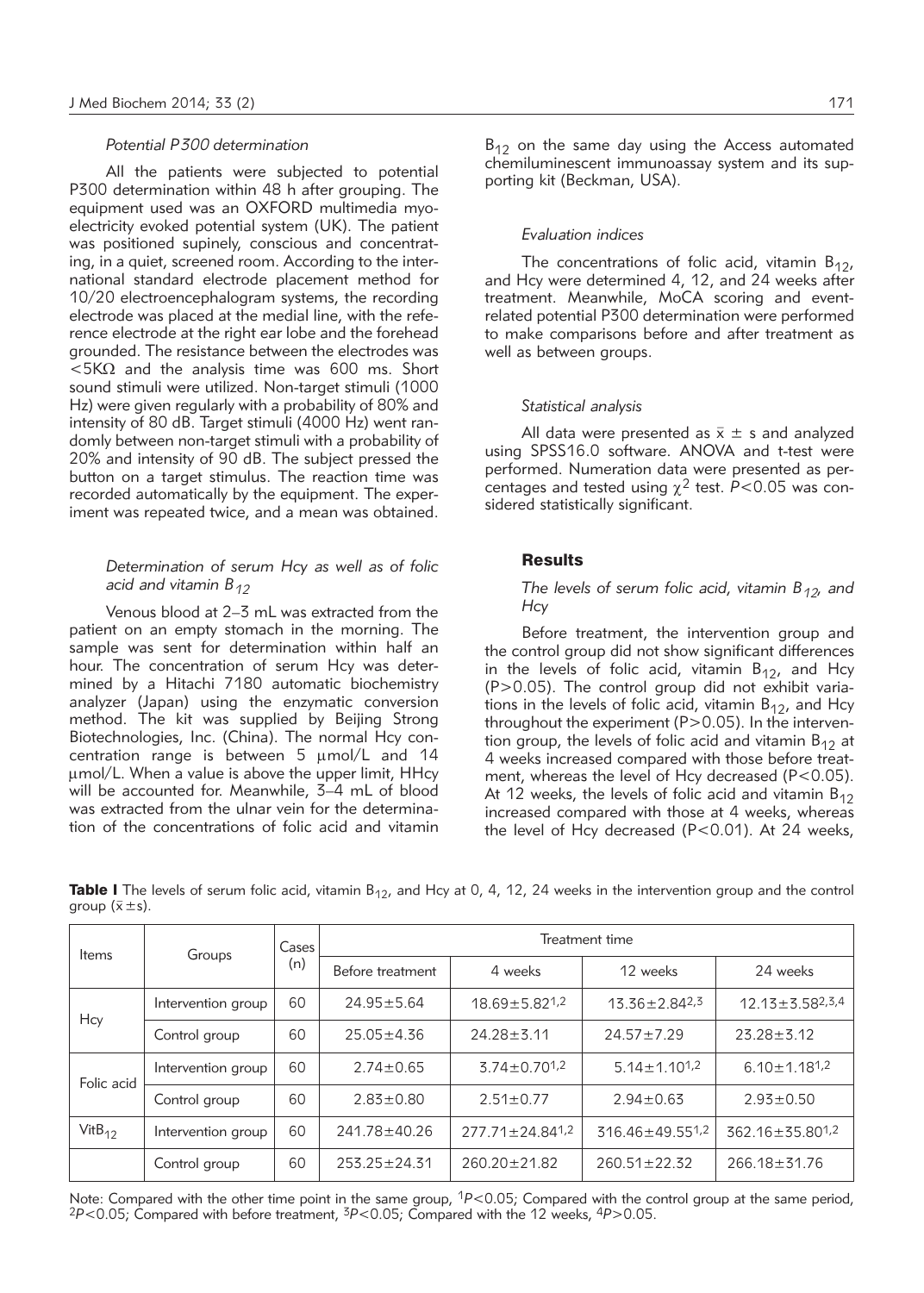### *Potential P300 determination*

All the patients were subjected to potential P300 determination within 48 h after grouping. The equipment used was an OXFORD multimedia myoelectricity evoked potential system (UK). The patient was positioned supinely, conscious and concentrating, in a quiet, screened room. According to the international standard electrode placement method for 10/20 electroencephalogram systems, the recording electrode was placed at the medial line, with the reference electrode at the right ear lobe and the forehead grounded. The resistance between the electrodes was $<5K\Omega$ and the analysis time was 600 ms. Short sound stimuli were utilized. Non-target stimuli (1000 Hz) were given regularly with a probability of 80% and intensity of 80 dB. Target stimuli (4000 Hz) went randomly between non-target stimuli with a probability of 20% and intensity of 90 dB. The subject pressed the button on a target stimulus. The reaction time was recorded automatically by the equipment. The experiment was repeated twice, and a mean was obtained.

### *Determination of serum Hcy as well as of folic acid and vitamin $B_{12}$*

Venous blood at 2–3 mL was extracted from the patient on an empty stomach in the morning. The sample was sent for determination within half an hour. The concentration of serum Hcy was determined by a Hitachi 7180 automatic biochemistry analyzer (Japan) using the enzymatic conversion method. The kit was supplied by Beijing Strong Biotechnologies, Inc. (China). The normal Hcy concentration range is between 5 μmol/L and 14 μmol/L. When a value is above the upper limit, HHcy will be accounted for. Meanwhile, 3–4 mL of blood was extracted from the ulnar vein for the determination of the concentrations of folic acid and vitamin $B_{12}$ on the same day using the Access automated chemiluminescent immunoassay system and its supporting kit (Beckman, USA).

### *Evaluation indices*

The concentrations of folic acid, vitamin $B_{12}$, and Hcy were determined 4, 12, and 24 weeks after treatment. Meanwhile, MoCA scoring and event-related potential P300 determination were performed to make comparisons before and after treatment as well as between groups.

### *Statistical analysis*

All data were presented as $\bar{x} \pm s$ and analyzed using SPSS16.0 software. ANOVA and t-test were performed. Numeration data were presented as percentages and tested using $\chi^2$ test. $P<0.05$ was considered statistically significant.

## Results

### *The levels of serum folic acid, vitamin $B_{12}$, and Hcy*

Before treatment, the intervention group and the control group did not show significant differences in the levels of folic acid, vitamin $B_{12}$, and Hcy ($P>0.05$). The control group did not exhibit variations in the levels of folic acid, vitamin $B_{12}$, and Hcy throughout the experiment ($P>0.05$). In the intervention group, the levels of folic acid and vitamin $B_{12}$ at 4 weeks increased compared with those before treatment, whereas the level of Hcy decreased ($P<0.05$). At 12 weeks, the levels of folic acid and vitamin $B_{12}$ increased compared with those at 4 weeks, whereas the level of Hcy decreased ($P<0.01$). At 24 weeks,

**Table I** The levels of serum folic acid, vitamin $B_{12}$, and Hcy at 0, 4, 12, 24 weeks in the intervention group and the control group ($\bar{x} \pm s$).

| Items | Groups | Cases (n) | Treatment time | | | |
|---|---|---|---|---|---|---|
| | | | Before treatment | 4 weeks | 12 weeks | 24 weeks |
| Hcy | Intervention group | 60 | 24.95±5.64 | 18.69±5.82$^{1,2}$ | 13.36±2.84$^{2,3}$ | 12.13±3.58$^{2,3,4}$ |
| | Control group | 60 | 25.05±4.36 | 24.28±3.11 | 24.57±7.29 | 23.28±3.12 |
| Folic acid | Intervention group | 60 | 2.74±0.65 | 3.74±0.70$^{1,2}$ | 5.14±1.10$^{1,2}$ | 6.10±1.18$^{1,2}$ |
| | Control group | 60 | 2.83±0.80 | 2.51±0.77 | 2.94±0.63 | 2.93±0.50 |
| Vit$B_{12}$ | Intervention group | 60 | 241.78±40.26 | 277.71±24.84$^{1,2}$ | 316.46±49.55$^{1,2}$ | 362.16±35.80$^{1,2}$ |
| | Control group | 60 | 253.25±24.31 | 260.20±21.82 | 260.51±22.32 | 266.18±31.76 |

Note: Compared with the other time point in the same group, $^{1}P<0.05$; Compared with the control group at the same period, $^{2}P<0.05$; Compared with before treatment, $^{3}P<0.05$; Compared with the 12 weeks, $^{4}P>0.05$.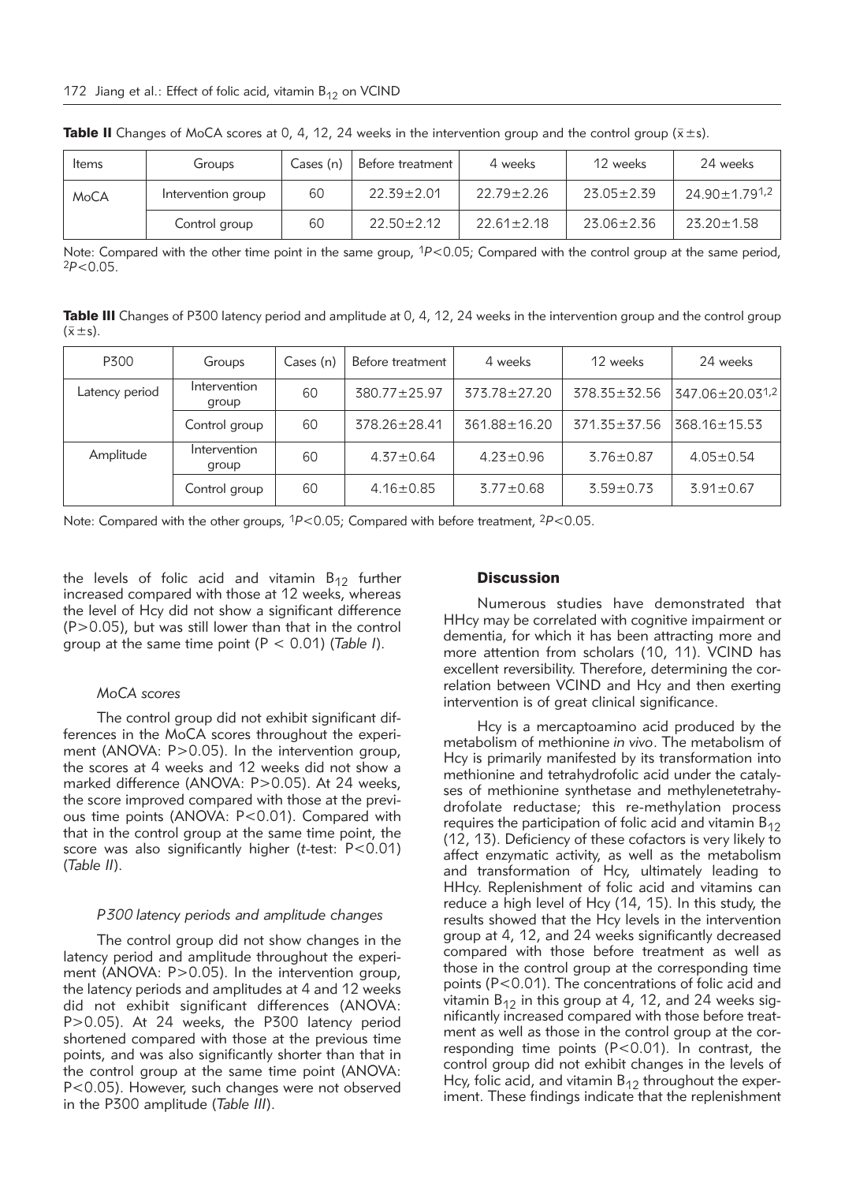**Table II** Changes of MoCA scores at 0, 4, 12, 24 weeks in the intervention group and the control group ($\bar{x} \pm s$).

| Items | Groups | Cases (n) | Before treatment | 4 weeks | 12 weeks | 24 weeks |
|---|---|---|---|---|---|---|
| MoCA | Intervention group | 60 | 22.39±2.01 | 22.79±2.26 | 23.05±2.39 | 24.90±1.79[1,2] |
| | Control group | 60 | 22.50±2.12 | 22.61±2.18 | 23.06±2.36 | 23.20±1.58 |

Note: Compared with the other time point in the same group, [1]$P<0.05$; Compared with the control group at the same period, [2]$P<0.05$.

**Table III** Changes of P300 latency period and amplitude at 0, 4, 12, 24 weeks in the intervention group and the control group ($\bar{x} \pm s$).

| P300 | Groups | Cases (n) | Before treatment | 4 weeks | 12 weeks | 24 weeks |
|---|---|---|---|---|---|---|
| Latency period | Intervention group | 60 | 380.77±25.97 | 373.78±27.20 | 378.35±32.56 | 347.06±20.03[1,2] |
| | Control group | 60 | 378.26±28.41 | 361.88±16.20 | 371.35±37.56 | 368.16±15.53 |
| Amplitude | Intervention group | 60 | 4.37±0.64 | 4.23±0.96 | 3.76±0.87 | 4.05±0.54 |
| | Control group | 60 | 4.16±0.85 | 3.77±0.68 | 3.59±0.73 | 3.91±0.67 |

Note: Compared with the other groups, [1]$P<0.05$; Compared with before treatment, [2]$P<0.05$.

the levels of folic acid and vitamin $B_{12}$ further increased compared with those at 12 weeks, whereas the level of Hcy did not show a significant difference ($P>0.05$), but was still lower than that in the control group at the same time point ($P < 0.01$) (*Table I*).

#### *MoCA scores*

The control group did not exhibit significant differences in the MoCA scores throughout the experiment (ANOVA: $P>0.05$). In the intervention group, the scores at 4 weeks and 12 weeks did not show a marked difference (ANOVA: $P>0.05$). At 24 weeks, the score improved compared with those at the previous time points (ANOVA: $P<0.01$). Compared with that in the control group at the same time point, the score was also significantly higher (*t*-test: $P<0.01$) (*Table II*).

#### *P300 latency periods and amplitude changes*

The control group did not show changes in the latency period and amplitude throughout the experiment (ANOVA: $P>0.05$). In the intervention group, the latency periods and amplitudes at 4 and 12 weeks did not exhibit significant differences (ANOVA: $P>0.05$). At 24 weeks, the P300 latency period shortened compared with those at the previous time points, and was also significantly shorter than that in the control group at the same time point (ANOVA: $P<0.05$). However, such changes were not observed in the P300 amplitude (*Table III*).

## Discussion

Numerous studies have demonstrated that HHcy may be correlated with cognitive impairment or dementia, for which it has been attracting more and more attention from scholars (10, 11). VCIND has excellent reversibility. Therefore, determining the correlation between VCIND and Hcy and then exerting intervention is of great clinical significance.

Hcy is a mercaptoamino acid produced by the metabolism of methionine *in vivo*. The metabolism of Hcy is primarily manifested by its transformation into methionine and tetrahydrofolic acid under the catalyses of methionine synthetase and methylenetetrahydrofolate reductase; this re-methylation process requires the participation of folic acid and vitamin $B_{12}$ (12, 13). Deficiency of these cofactors is very likely to affect enzymatic activity, as well as the metabolism and transformation of Hcy, ultimately leading to HHcy. Replenishment of folic acid and vitamins can reduce a high level of Hcy (14, 15). In this study, the results showed that the Hcy levels in the intervention group at 4, 12, and 24 weeks significantly decreased compared with those before treatment as well as those in the control group at the corresponding time points ($P<0.01$). The concentrations of folic acid and vitamin $B_{12}$ in this group at 4, 12, and 24 weeks significantly increased compared with those before treatment as well as those in the control group at the corresponding time points ($P<0.01$). In contrast, the control group did not exhibit changes in the levels of Hcy, folic acid, and vitamin $B_{12}$ throughout the experiment. These findings indicate that the replenishment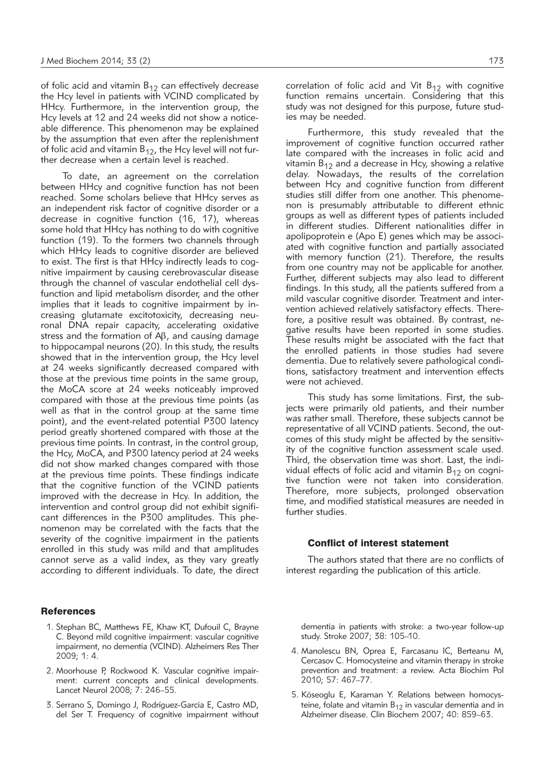of folic acid and vitamin $B_{12}$ can effectively decrease the Hcy level in patients with VCIND complicated by HHcy. Furthermore, in the intervention group, the Hcy levels at 12 and 24 weeks did not show a noticeable difference. This phenomenon may be explained by the assumption that even after the replenishment of folic acid and vitamin $B_{12}$, the Hcy level will not further decrease when a certain level is reached.

To date, an agreement on the correlation between HHcy and cognitive function has not been reached. Some scholars believe that HHcy serves as an independent risk factor of cognitive disorder or a decrease in cognitive function (16, 17), whereas some hold that HHcy has nothing to do with cognitive function (19). To the formers two channels through which HHcy leads to cognitive disorder are believed to exist. The first is that HHcy indirectly leads to cognitive impairment by causing cerebrovascular disease through the channel of vascular endothelial cell dysfunction and lipid metabolism disorder, and the other implies that it leads to cognitive impairment by increasing glutamate excitotoxicity, decreasing neuronal DNA repair capacity, accelerating oxidative stress and the formation of Aβ, and causing damage to hippocampal neurons (20). In this study, the results showed that in the intervention group, the Hcy level at 24 weeks significantly decreased compared with those at the previous time points in the same group, the MoCA score at 24 weeks noticeably improved compared with those at the previous time points (as well as that in the control group at the same time point), and the event-related potential P300 latency period greatly shortened compared with those at the previous time points. In contrast, in the control group, the Hcy, MoCA, and P300 latency period at 24 weeks did not show marked changes compared with those at the previous time points. These findings indicate that the cognitive function of the VCIND patients improved with the decrease in Hcy. In addition, the intervention and control group did not exhibit significant differences in the P300 amplitudes. This phenomenon may be correlated with the facts that the severity of the cognitive impairment in the patients enrolled in this study was mild and that amplitudes cannot serve as a valid index, as they vary greatly according to different individuals. To date, the direct correlation of folic acid and Vit $B_{12}$ with cognitive function remains uncertain. Considering that this study was not designed for this purpose, future studies may be needed.

Furthermore, this study revealed that the improvement of cognitive function occurred rather late compared with the increases in folic acid and vitamin $B_{12}$ and a decrease in Hcy, showing a relative delay. Nowadays, the results of the correlation between Hcy and cognitive function from different studies still differ from one another. This phenomenon is presumably attributable to different ethnic groups as well as different types of patients included in different studies. Different nationalities differ in apolipoprotein e (Apo E) genes which may be associated with cognitive function and partially associated with memory function (21). Therefore, the results from one country may not be applicable for another. Further, different subjects may also lead to different findings. In this study, all the patients suffered from a mild vascular cognitive disorder. Treatment and intervention achieved relatively satisfactory effects. Therefore, a positive result was obtained. By contrast, negative results have been reported in some studies. These results might be associated with the fact that the enrolled patients in those studies had severe dementia. Due to relatively severe pathological conditions, satisfactory treatment and intervention effects were not achieved.

This study has some limitations. First, the subjects were primarily old patients, and their number was rather small. Therefore, these subjects cannot be representative of all VCIND patients. Second, the outcomes of this study might be affected by the sensitivity of the cognitive function assessment scale used. Third, the observation time was short. Last, the individual effects of folic acid and vitamin $B_{12}$ on cognitive function were not taken into consideration. Therefore, more subjects, prolonged observation time, and modified statistical measures are needed in further studies.

## Conflict of interest statement

The authors stated that there are no conflicts of interest regarding the publication of this article.

## References

1. Stephan BC, Matthews FE, Khaw KT, Dufouil C, Brayne C. Beyond mild cognitive impairment: vascular cognitive impairment, no dementia (VCIND). Alzheimers Res Ther 2009; 1: 4.
2. Moorhouse P, Rockwood K. Vascular cognitive impairment: current concepts and clinical developments. Lancet Neurol 2008; 7: 246–55.
3. Serrano S, Domingo J, Rodríguez-Garcia E, Castro MD, del Ser T. Frequency of cognitive impairment without dementia in patients with stroke: a two-year follow-up study. Stroke 2007; 38: 105–10.
4. Manolescu BN, Oprea E, Farcasanu IC, Berteanu M, Cercasov C. Homocysteine and vitamin therapy in stroke prevention and treatment: a review. Acta Biochim Pol 2010; 57: 467–77.
5. Köseoglu E, Karaman Y. Relations between homocysteine, folate and vitamin $B_{12}$ in vascular dementia and in Alzheimer disease. Clin Biochem 2007; 40: 859–63.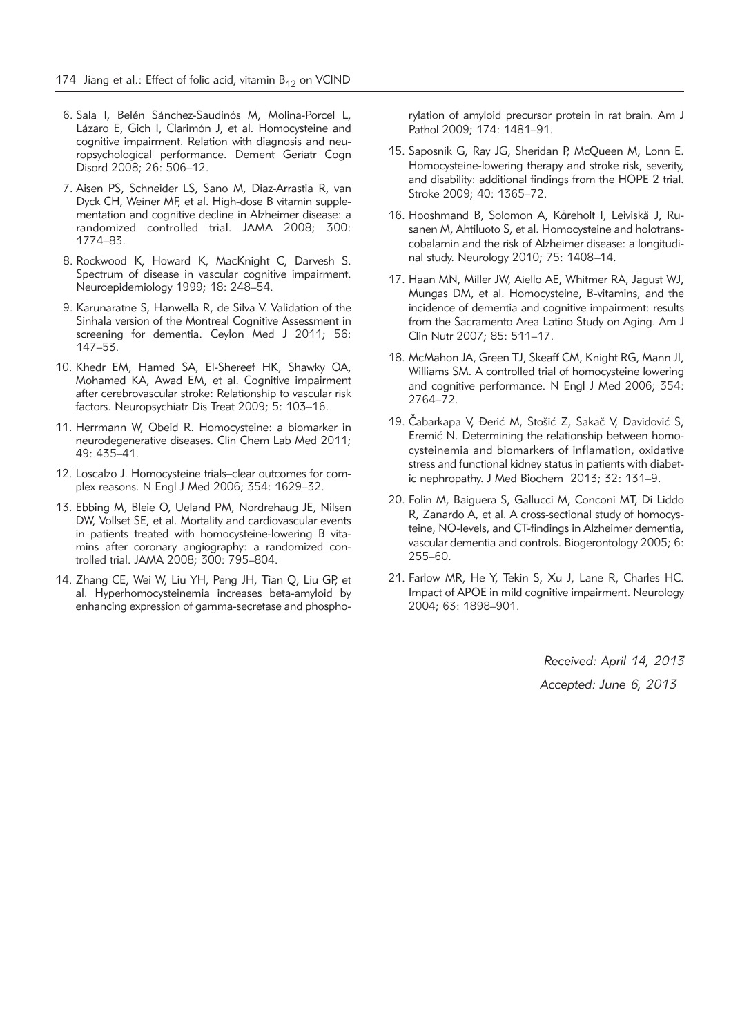6. Sala I, Belén Sánchez-Saudinós M, Molina-Porcel L, Lázaro E, Gich I, Clarimón J, et al. Homocysteine and cognitive impairment. Relation with diagnosis and neuropsychological performance. Dement Geriatr Cogn Disord 2008; 26: 506–12.
7. Aisen PS, Schneider LS, Sano M, Diaz-Arrastia R, van Dyck CH, Weiner MF, et al. High-dose B vitamin supplementation and cognitive decline in Alzheimer disease: a randomized controlled trial. JAMA 2008; 300: 1774–83.
8. Rockwood K, Howard K, MacKnight C, Darvesh S. Spectrum of disease in vascular cognitive impairment. Neuroepidemiology 1999; 18: 248–54.
9. Karunaratne S, Hanwella R, de Silva V. Validation of the Sinhala version of the Montreal Cognitive Assessment in screening for dementia. Ceylon Med J 2011; 56: 147–53.
10. Khedr EM, Hamed SA, El-Shereef HK, Shawky OA, Mohamed KA, Awad EM, et al. Cognitive impairment after cerebrovascular stroke: Relationship to vascular risk factors. Neuropsychiatr Dis Treat 2009; 5: 103–16.
11. Herrmann W, Obeid R. Homocysteine: a biomarker in neurodegenerative diseases. Clin Chem Lab Med 2011; 49: 435–41.
12. Loscalzo J. Homocysteine trials–clear outcomes for complex reasons. N Engl J Med 2006; 354: 1629–32.
13. Ebbing M, Bleie O, Ueland PM, Nordrehaug JE, Nilsen DW, Vollset SE, et al. Mortality and cardiovascular events in patients treated with homocysteine-lowering B vitamins after coronary angiography: a randomized controlled trial. JAMA 2008; 300: 795–804.
14. Zhang CE, Wei W, Liu YH, Peng JH, Tian Q, Liu GP, et al. Hyperhomocysteinemia increases beta-amyloid by enhancing expression of gamma-secretase and phosphorylation of amyloid precursor protein in rat brain. Am J Pathol 2009; 174: 1481–91.
15. Saposnik G, Ray JG, Sheridan P, McQueen M, Lonn E. Homocysteine-lowering therapy and stroke risk, severity, and disability: additional findings from the HOPE 2 trial. Stroke 2009; 40: 1365–72.
16. Hooshmand B, Solomon A, Kåreholt I, Leiviskä J, Rusanen M, Ahtiluoto S, et al. Homocysteine and holotranscobalamin and the risk of Alzheimer disease: a longitudinal study. Neurology 2010; 75: 1408–14.
17. Haan MN, Miller JW, Aiello AE, Whitmer RA, Jagust WJ, Mungas DM, et al. Homocysteine, B-vitamins, and the incidence of dementia and cognitive impairment: results from the Sacramento Area Latino Study on Aging. Am J Clin Nutr 2007; 85: 511–17.
18. McMahon JA, Green TJ, Skeaff CM, Knight RG, Mann JI, Williams SM. A controlled trial of homocysteine lowering and cognitive performance. N Engl J Med 2006; 354: 2764–72.
19. Čabarkapa V, Đerić M, Stošić Z, Sakač V, Davidović S, Eremić N. Determining the relationship between homocysteinemia and biomarkers of inflammation, oxidative stress and functional kidney status in patients with diabetic nephropathy. J Med Biochem 2013; 32: 131–9.
20. Folin M, Baiguera S, Gallucci M, Conconi MT, Di Liddo R, Zanardo A, et al. A cross-sectional study of homocysteine, NO-levels, and CT-findings in Alzheimer dementia, vascular dementia and controls. Biogerontology 2005; 6: 255–60.
21. Farlow MR, He Y, Tekin S, Xu J, Lane R, Charles HC. Impact of APOE in mild cognitive impairment. Neurology 2004; 63: 1898–901.

*Received: April 14, 2013*

*Accepted: June 6, 2013*